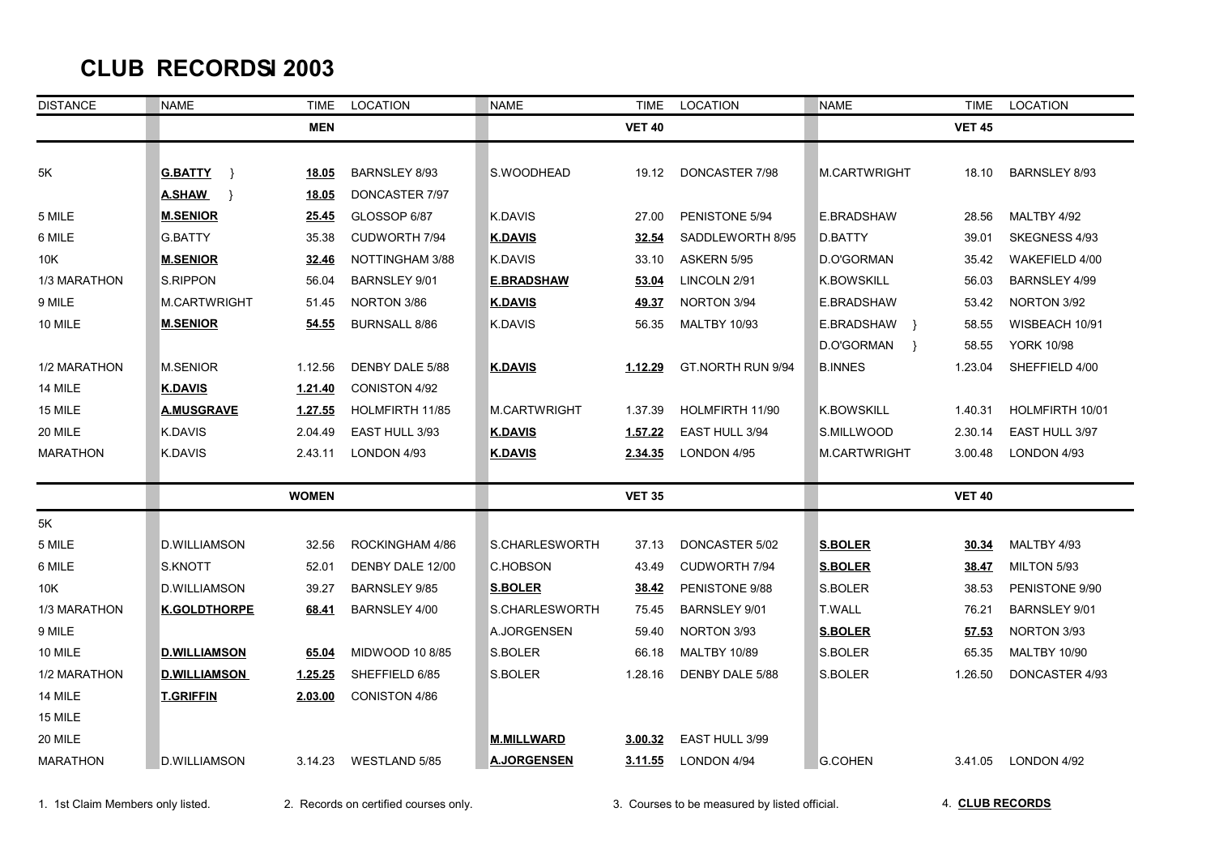# CLUB RECORDSI 2003

| DISTANCE | NAME | TIME | LOCATION | NAME | TIME | LOCATION | NAME | TIME | LOCATION |
|---|---|---|---|---|---|---|---|---|---|
| | | **MEN** | | | **VET 40** | | | **VET 45** | |
| 5K | **G.BATTY** } | **18.05** | BARNSLEY 8/93 | S.WOODHEAD | 19.12 | DONCASTER 7/98 | M.CARTWRIGHT | 18.10 | BARNSLEY 8/93 |
| | **A.SHAW** } | **18.05** | DONCASTER 7/97 | | | | | | |
| 5 MILE | **M.SENIOR** | **25.45** | GLOSSOP 6/87 | K.DAVIS | 27.00 | PENISTONE 5/94 | E.BRADSHAW | 28.56 | MALTBY 4/92 |
| 6 MILE | G.BATTY | 35.38 | CUDWORTH 7/94 | **K.DAVIS** | **32.54** | SADDLEWORTH 8/95 | D.BATTY | 39.01 | SKEGNESS 4/93 |
| 10K | **M.SENIOR** | **32.46** | NOTTINGHAM 3/88 | K.DAVIS | 33.10 | ASKERN 5/95 | D.O'GORMAN | 35.42 | WAKEFIELD 4/00 |
| 1/3 MARATHON | S.RIPPON | 56.04 | BARNSLEY 9/01 | **E.BRADSHAW** | **53.04** | LINCOLN 2/91 | K.BOWSKILL | 56.03 | BARNSLEY 4/99 |
| 9 MILE | M.CARTWRIGHT | 51.45 | NORTON 3/86 | **K.DAVIS** | **49.37** | NORTON 3/94 | E.BRADSHAW | 53.42 | NORTON 3/92 |
| 10 MILE | **M.SENIOR** | **54.55** | BURNSALL 8/86 | K.DAVIS | 56.35 | MALTBY 10/93 | E.BRADSHAW } | 58.55 | WISBEACH 10/91 |
| | | | | | | | D.O'GORMAN } | 58.55 | YORK 10/98 |
| 1/2 MARATHON | M.SENIOR | 1.12.56 | DENBY DALE 5/88 | **K.DAVIS** | **1.12.29** | GT.NORTH RUN 9/94 | B.INNES | 1.23.04 | SHEFFIELD 4/00 |
| 14 MILE | **K.DAVIS** | **1.21.40** | CONISTON 4/92 | | | | | | |
| 15 MILE | **A.MUSGRAVE** | **1.27.55** | HOLMFIRTH 11/85 | M.CARTWRIGHT | 1.37.39 | HOLMFIRTH 11/90 | K.BOWSKILL | 1.40.31 | HOLMFIRTH 10/01 |
| 20 MILE | K.DAVIS | 2.04.49 | EAST HULL 3/93 | **K.DAVIS** | **1.57.22** | EAST HULL 3/94 | S.MILLWOOD | 2.30.14 | EAST HULL 3/97 |
| MARATHON | K.DAVIS | 2.43.11 | LONDON 4/93 | **K.DAVIS** | **2.34.35** | LONDON 4/95 | M.CARTWRIGHT | 3.00.48 | LONDON 4/93 |
| | | **WOMEN** | | | **VET 35** | | | **VET 40** | |
| 5K | | | | | | | | | |
| 5 MILE | D.WILLIAMSON | 32.56 | ROCKINGHAM 4/86 | S.CHARLESWORTH | 37.13 | DONCASTER 5/02 | **S.BOLER** | **30.34** | MALTBY 4/93 |
| 6 MILE | S.KNOTT | 52.01 | DENBY DALE 12/00 | C.HOBSON | 43.49 | CUDWORTH 7/94 | **S.BOLER** | **38.47** | MILTON 5/93 |
| 10K | D.WILLIAMSON | 39.27 | BARNSLEY 9/85 | **S.BOLER** | **38.42** | PENISTONE 9/88 | S.BOLER | 38.53 | PENISTONE 9/90 |
| 1/3 MARATHON | **K.GOLDTHORPE** | **68.41** | BARNSLEY 4/00 | S.CHARLESWORTH | 75.45 | BARNSLEY 9/01 | T.WALL | 76.21 | BARNSLEY 9/01 |
| 9 MILE | | | | A.JORGENSEN | 59.40 | NORTON 3/93 | **S.BOLER** | **57.53** | NORTON 3/93 |
| 10 MILE | **D.WILLIAMSON** | **65.04** | MIDWOOD 10 8/85 | S.BOLER | 66.18 | MALTBY 10/89 | S.BOLER | 65.35 | MALTBY 10/90 |
| 1/2 MARATHON | **D.WILLIAMSON** | **1.25.25** | SHEFFIELD 6/85 | S.BOLER | 1.28.16 | DENBY DALE 5/88 | S.BOLER | 1.26.50 | DONCASTER 4/93 |
| 14 MILE | **T.GRIFFIN** | **2.03.00** | CONISTON 4/86 | | | | | | |
| 15 MILE | | | | | | | | | |
| 20 MILE | | | | **M.MILLWARD** | **3.00.32** | EAST HULL 3/99 | | | |
| MARATHON | D.WILLIAMSON | 3.14.23 | WESTLAND 5/85 | **A.JORGENSEN** | **3.11.55** | LONDON 4/94 | G.COHEN | 3.41.05 | LONDON 4/92 |

1. 1st Claim Members only listed. 2. Records on certified courses only. 3. Courses to be measured by listed official. 4. **CLUB RECORDS**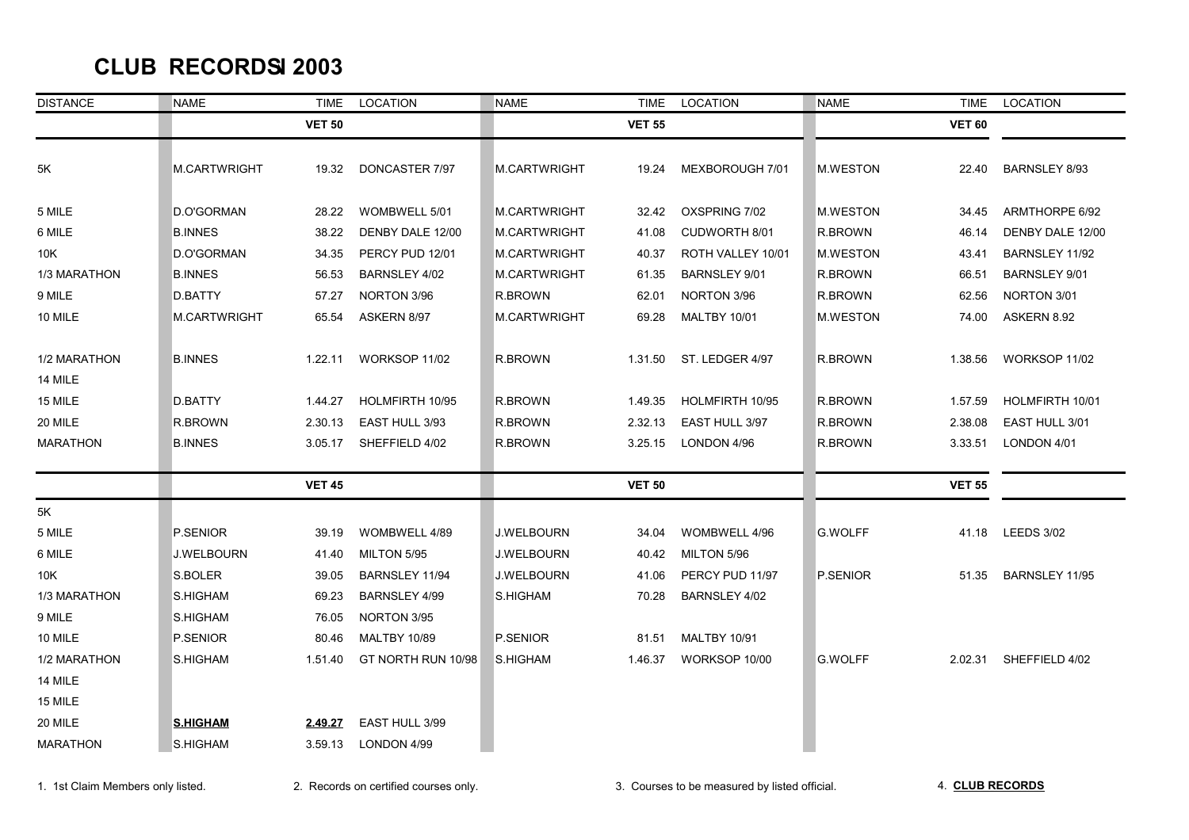# CLUB RECORDSI 2003

| DISTANCE | NAME | TIME | LOCATION | NAME | TIME | LOCATION | NAME | TIME | LOCATION |
|---|---|---|---|---|---|---|---|---|---|
| | | **VET 50** | | | **VET 55** | | | **VET 60** | |
| 5K | M.CARTWRIGHT | 19.32 | DONCASTER 7/97 | M.CARTWRIGHT | 19.24 | MEXBOROUGH 7/01 | M.WESTON | 22.40 | BARNSLEY 8/93 |
| 5 MILE | D.O'GORMAN | 28.22 | WOMBWELL 5/01 | M.CARTWRIGHT | 32.42 | OXSPRING 7/02 | M.WESTON | 34.45 | ARMTHORPE 6/92 |
| 6 MILE | B.INNES | 38.22 | DENBY DALE 12/00 | M.CARTWRIGHT | 41.08 | CUDWORTH 8/01 | R.BROWN | 46.14 | DENBY DALE 12/00 |
| 10K | D.O'GORMAN | 34.35 | PERCY PUD 12/01 | M.CARTWRIGHT | 40.37 | ROTH VALLEY 10/01 | M.WESTON | 43.41 | BARNSLEY 11/92 |
| 1/3 MARATHON | B.INNES | 56.53 | BARNSLEY 4/02 | M.CARTWRIGHT | 61.35 | BARNSLEY 9/01 | R.BROWN | 66.51 | BARNSLEY 9/01 |
| 9 MILE | D.BATTY | 57.27 | NORTON 3/96 | R.BROWN | 62.01 | NORTON 3/96 | R.BROWN | 62.56 | NORTON 3/01 |
| 10 MILE | M.CARTWRIGHT | 65.54 | ASKERN 8/97 | M.CARTWRIGHT | 69.28 | MALTBY 10/01 | M.WESTON | 74.00 | ASKERN 8.92 |
| 1/2 MARATHON | B.INNES | 1.22.11 | WORKSOP 11/02 | R.BROWN | 1.31.50 | ST. LEDGER 4/97 | R.BROWN | 1.38.56 | WORKSOP 11/02 |
| 14 MILE | | | | | | | | | |
| 15 MILE | D.BATTY | 1.44.27 | HOLMFIRTH 10/95 | R.BROWN | 1.49.35 | HOLMFIRTH 10/95 | R.BROWN | 1.57.59 | HOLMFIRTH 10/01 |
| 20 MILE | R.BROWN | 2.30.13 | EAST HULL 3/93 | R.BROWN | 2.32.13 | EAST HULL 3/97 | R.BROWN | 2.38.08 | EAST HULL 3/01 |
| MARATHON | B.INNES | 3.05.17 | SHEFFIELD 4/02 | R.BROWN | 3.25.15 | LONDON 4/96 | R.BROWN | 3.33.51 | LONDON 4/01 |
| | | **VET 45** | | | **VET 50** | | | **VET 55** | |
| 5K | | | | | | | | | |
| 5 MILE | P.SENIOR | 39.19 | WOMBWELL 4/89 | J.WELBOURN | 34.04 | WOMBWELL 4/96 | G.WOLFF | 41.18 | LEEDS 3/02 |
| 6 MILE | J.WELBOURN | 41.40 | MILTON 5/95 | J.WELBOURN | 40.42 | MILTON 5/96 | | | |
| 10K | S.BOLER | 39.05 | BARNSLEY 11/94 | J.WELBOURN | 41.06 | PERCY PUD 11/97 | P.SENIOR | 51.35 | BARNSLEY 11/95 |
| 1/3 MARATHON | S.HIGHAM | 69.23 | BARNSLEY 4/99 | S.HIGHAM | 70.28 | BARNSLEY 4/02 | | | |
| 9 MILE | S.HIGHAM | 76.05 | NORTON 3/95 | | | | | | |
| 10 MILE | P.SENIOR | 80.46 | MALTBY 10/89 | P.SENIOR | 81.51 | MALTBY 10/91 | | | |
| 1/2 MARATHON | S.HIGHAM | 1.51.40 | GT NORTH RUN 10/98 | S.HIGHAM | 1.46.37 | WORKSOP 10/00 | G.WOLFF | 2.02.31 | SHEFFIELD 4/02 |
| 14 MILE | | | | | | | | | |
| 15 MILE | | | | | | | | | |
| 20 MILE | **S.HIGHAM** | **2.49.27** | EAST HULL 3/99 | | | | | | |
| MARATHON | S.HIGHAM | 3.59.13 | LONDON 4/99 | | | | | | |

1. 1st Claim Members only listed. 2. Records on certified courses only. 3. Courses to be measured by listed official. 4. **CLUB RECORDS**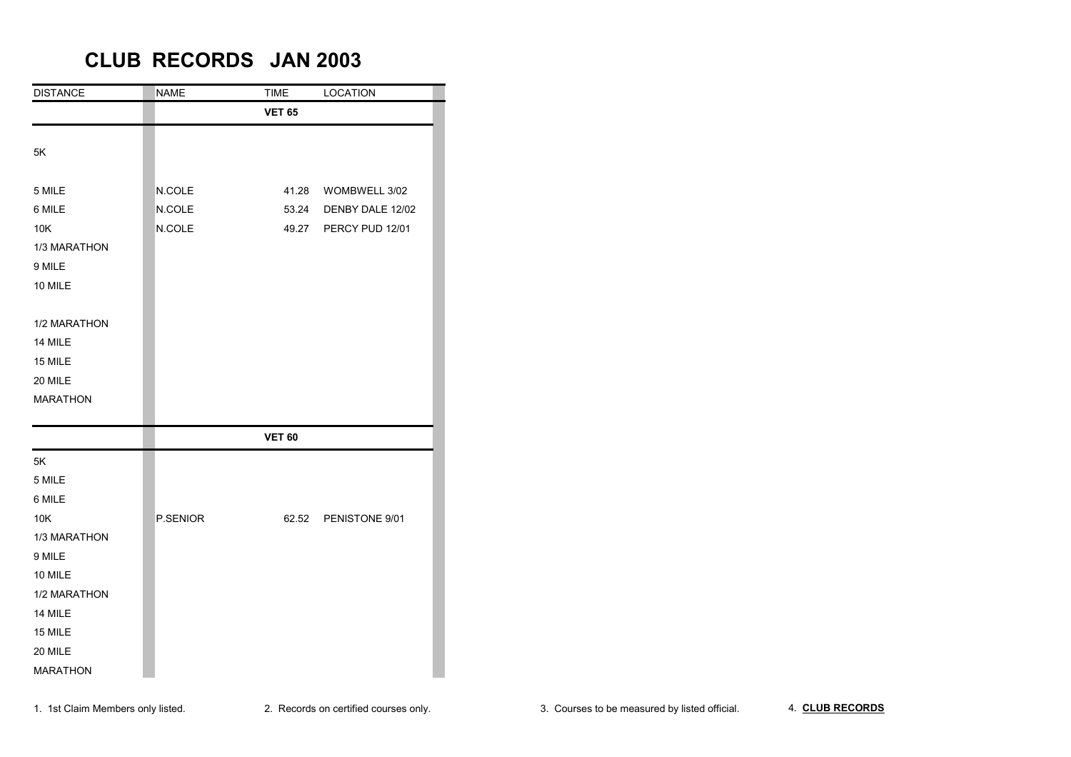# CLUB RECORDS JAN 2003

| DISTANCE | NAME | TIME | LOCATION |
|---|---|---|---|
| | | **VET 65** | |
| 5K | | | |
| 5 MILE | N.COLE | 41.28 | WOMBWELL 3/02 |
| 6 MILE | N.COLE | 53.24 | DENBY DALE 12/02 |
| 10K | N.COLE | 49.27 | PERCY PUD 12/01 |
| 1/3 MARATHON | | | |
| 9 MILE | | | |
| 10 MILE | | | |
| 1/2 MARATHON | | | |
| 14 MILE | | | |
| 15 MILE | | | |
| 20 MILE | | | |
| MARATHON | | | |
| | | **VET 60** | |
| 5K | | | |
| 5 MILE | | | |
| 6 MILE | | | |
| 10K | P.SENIOR | 62.52 | PENISTONE 9/01 |
| 1/3 MARATHON | | | |
| 9 MILE | | | |
| 10 MILE | | | |
| 1/2 MARATHON | | | |
| 14 MILE | | | |
| 15 MILE | | | |
| 20 MILE | | | |
| MARATHON | | | |

1. 1st Claim Members only listed.

2. Records on certified courses only.

3. Courses to be measured by listed official.

4. **CLUB RECORDS**